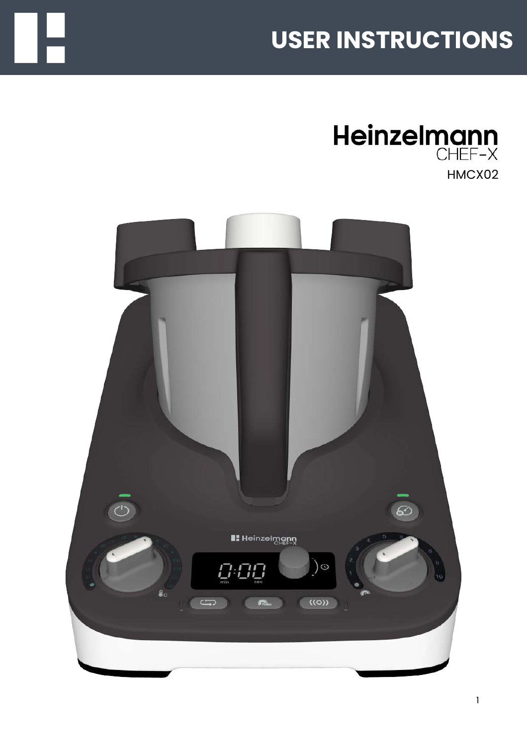# USER INSTRUCTIONS

**Heinzelmann**
CHEF-X

HMCX02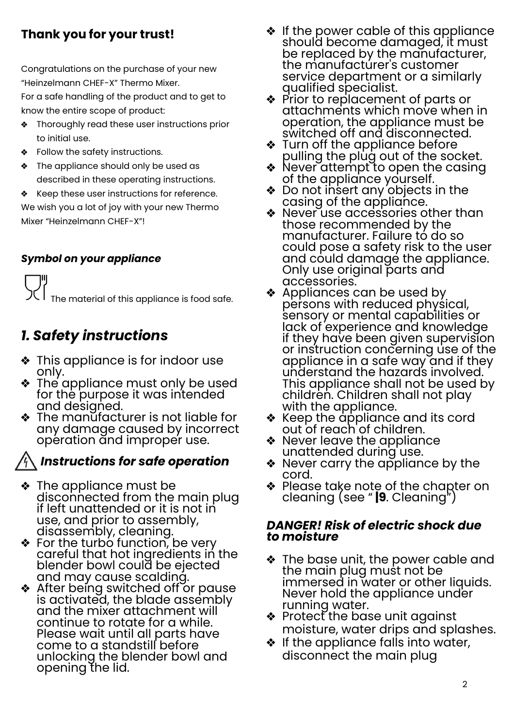**Thank you for your trust!**

Congratulations on the purchase of your new "Heinzelmann CHEF-X" Thermo Mixer.
For a safe handling of the product and to get to know the entire scope of product:

- Thoroughly read these user instructions prior to initial use.
- Follow the safety instructions.
- The appliance should only be used as described in these operating instructions.
- Keep these user instructions for reference.

We wish you a lot of joy with your new Thermo Mixer "Heinzelmann CHEF-X"!

***Symbol on your appliance***

The material of this appliance is food safe.

# *1. Safety instructions*

- This appliance is for indoor use only.
- The appliance must only be used for the purpose it was intended and designed.
- The manufacturer is not liable for any damage caused by incorrect operation and improper use.

### *Instructions for safe operation*

- The appliance must be disconnected from the main plug if left unattended or it is not in use, and prior to assembly, disassembly, cleaning.
- For the turbo function, be very careful that hot ingredients in the blender bowl could be ejected and may cause scalding.
- After being switched off or pause is activated, the blade assembly and the mixer attachment will continue to rotate for a while. Please wait until all parts have come to a standstill before unlocking the blender bowl and opening the lid.
- If the power cable of this appliance should become damaged, it must be replaced by the manufacturer, the manufacturer's customer service department or a similarly qualified specialist.
- Prior to replacement of parts or attachments which move when in operation, the appliance must be switched off and disconnected.
- Turn off the appliance before pulling the plug out of the socket.
- Never attempt to open the casing of the appliance yourself.
- Do not insert any objects in the casing of the appliance.
- Never use accessories other than those recommended by the manufacturer. Failure to do so could pose a safety risk to the user and could damage the appliance. Only use original parts and accessories.
- Appliances can be used by persons with reduced physical, sensory or mental capabilities or lack of experience and knowledge if they have been given supervision or instruction concerning use of the appliance in a safe way and if they understand the hazards involved. This appliance shall not be used by children. Children shall not play with the appliance.
- Keep the appliance and its cord out of reach of children.
- Never leave the appliance unattended during use.
- Never carry the appliance by the cord.
- Please take note of the chapter on cleaning (see " **|9**. Cleaning")

***DANGER! Risk of electric shock due to moisture***

- The base unit, the power cable and the main plug must not be immersed in water or other liquids. Never hold the appliance under running water.
- Protect the base unit against moisture, water drips and splashes.
- If the appliance falls into water, disconnect the main plug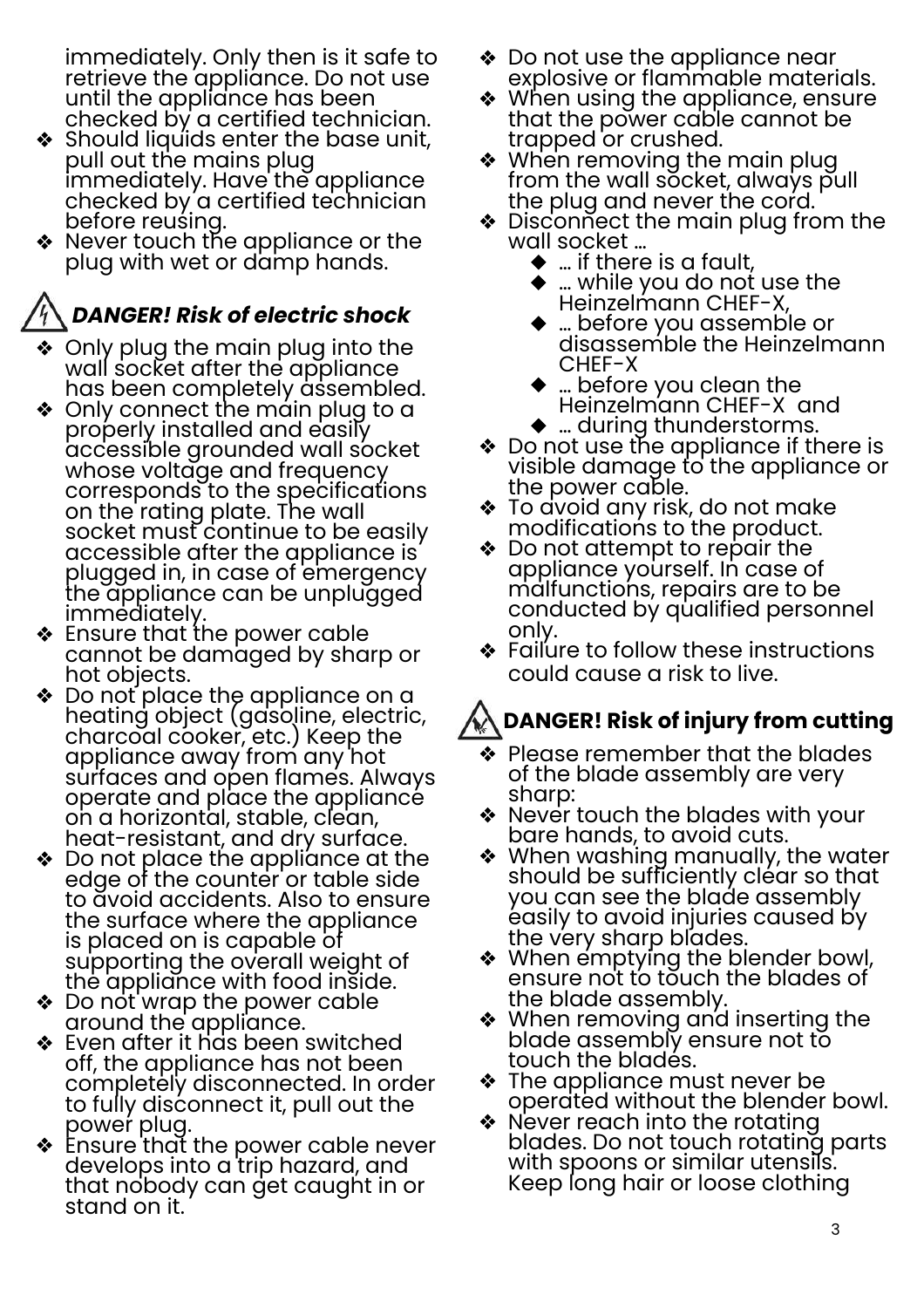immediately. Only then is it safe to retrieve the appliance. Do not use until the appliance has been checked by a certified technician.

- Should liquids enter the base unit, pull out the mains plug immediately. Have the appliance checked by a certified technician before reusing.
- Never touch the appliance or the plug with wet or damp hands.

## *DANGER! Risk of electric shock*

- Only plug the main plug into the wall socket after the appliance has been completely assembled.
- Only connect the main plug to a properly installed and easily accessible grounded wall socket whose voltage and frequency corresponds to the specifications on the rating plate. The wall socket must continue to be easily accessible after the appliance is plugged in, in case of emergency the appliance can be unplugged immediately.
- Ensure that the power cable cannot be damaged by sharp or hot objects.
- Do not place the appliance on a heating object (gasoline, electric, charcoal cooker, etc.) Keep the appliance away from any hot surfaces and open flames. Always operate and place the appliance on a horizontal, stable, clean, heat-resistant, and dry surface.
- Do not place the appliance at the edge of the counter or table side to avoid accidents. Also to ensure the surface where the appliance is placed on is capable of supporting the overall weight of the appliance with food inside.
- Do not wrap the power cable around the appliance.
- Even after it has been switched off, the appliance has not been completely disconnected. In order to fully disconnect it, pull out the power plug.
- Ensure that the power cable never develops into a trip hazard, and that nobody can get caught in or stand on it.
- Do not use the appliance near explosive or flammable materials.
- When using the appliance, ensure that the power cable cannot be trapped or crushed.
- When removing the main plug from the wall socket, always pull the plug and never the cord.
- Disconnect the main plug from the wall socket …
  - … if there is a fault,
  - … while you do not use the Heinzelmann CHEF-X,
  - … before you assemble or disassemble the Heinzelmann CHEF-X
  - … before you clean the Heinzelmann CHEF-X and
  - … during thunderstorms.
- Do not use the appliance if there is visible damage to the appliance or the power cable.
- To avoid any risk, do not make modifications to the product.
- Do not attempt to repair the appliance yourself. In case of malfunctions, repairs are to be conducted by qualified personnel only.
- Failure to follow these instructions could cause a risk to live.

## **DANGER! Risk of injury from cutting**

- Please remember that the blades of the blade assembly are very sharp:
- Never touch the blades with your bare hands, to avoid cuts.
- When washing manually, the water should be sufficiently clear so that you can see the blade assembly easily to avoid injuries caused by the very sharp blades.
- When emptying the blender bowl, ensure not to touch the blades of the blade assembly.
- When removing and inserting the blade assembly ensure not to touch the blades.
- The appliance must never be operated without the blender bowl.
- Never reach into the rotating blades. Do not touch rotating parts with spoons or similar utensils. Keep long hair or loose clothing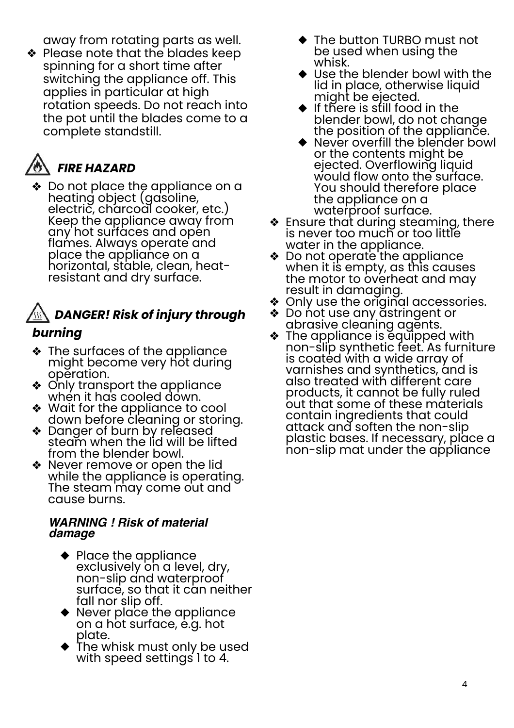away from rotating parts as well.

- Please note that the blades keep spinning for a short time after switching the appliance off. This applies in particular at high rotation speeds. Do not reach into the pot until the blades come to a complete standstill.

### *FIRE HAZARD*

- Do not place the appliance on a heating object (gasoline, electric, charcoal cooker, etc.) Keep the appliance away from any hot surfaces and open flames. Always operate and place the appliance on a horizontal, stable, clean, heat-resistant and dry surface.

### *DANGER! Risk of injury through burning*

- The surfaces of the appliance might become very hot during operation.
- Only transport the appliance when it has cooled down.
- Wait for the appliance to cool down before cleaning or storing.
- Danger of burn by released steam when the lid will be lifted from the blender bowl.
- Never remove or open the lid while the appliance is operating. The steam may come out and cause burns.

***WARNING ! Risk of material damage***

- Place the appliance exclusively on a level, dry, non-slip and waterproof surface, so that it can neither fall nor slip off.
- Never place the appliance on a hot surface, e.g. hot plate.
- The whisk must only be used with speed settings 1 to 4.
- The button TURBO must not be used when using the whisk.
- Use the blender bowl with the lid in place, otherwise liquid might be ejected.
- If there is still food in the blender bowl, do not change the position of the appliance.
- Never overfill the blender bowl or the contents might be ejected. Overflowing liquid would flow onto the surface. You should therefore place the appliance on a waterproof surface.

- Ensure that during steaming, there is never too much or too little water in the appliance.
- Do not operate the appliance when it is empty, as this causes the motor to overheat and may result in damaging.
- Only use the original accessories.
- Do not use any astringent or abrasive cleaning agents.
- The appliance is equipped with non-slip synthetic feet. As furniture is coated with a wide array of varnishes and synthetics, and is also treated with different care products, it cannot be fully ruled out that some of these materials contain ingredients that could attack and soften the non-slip plastic bases. If necessary, place a non-slip mat under the appliance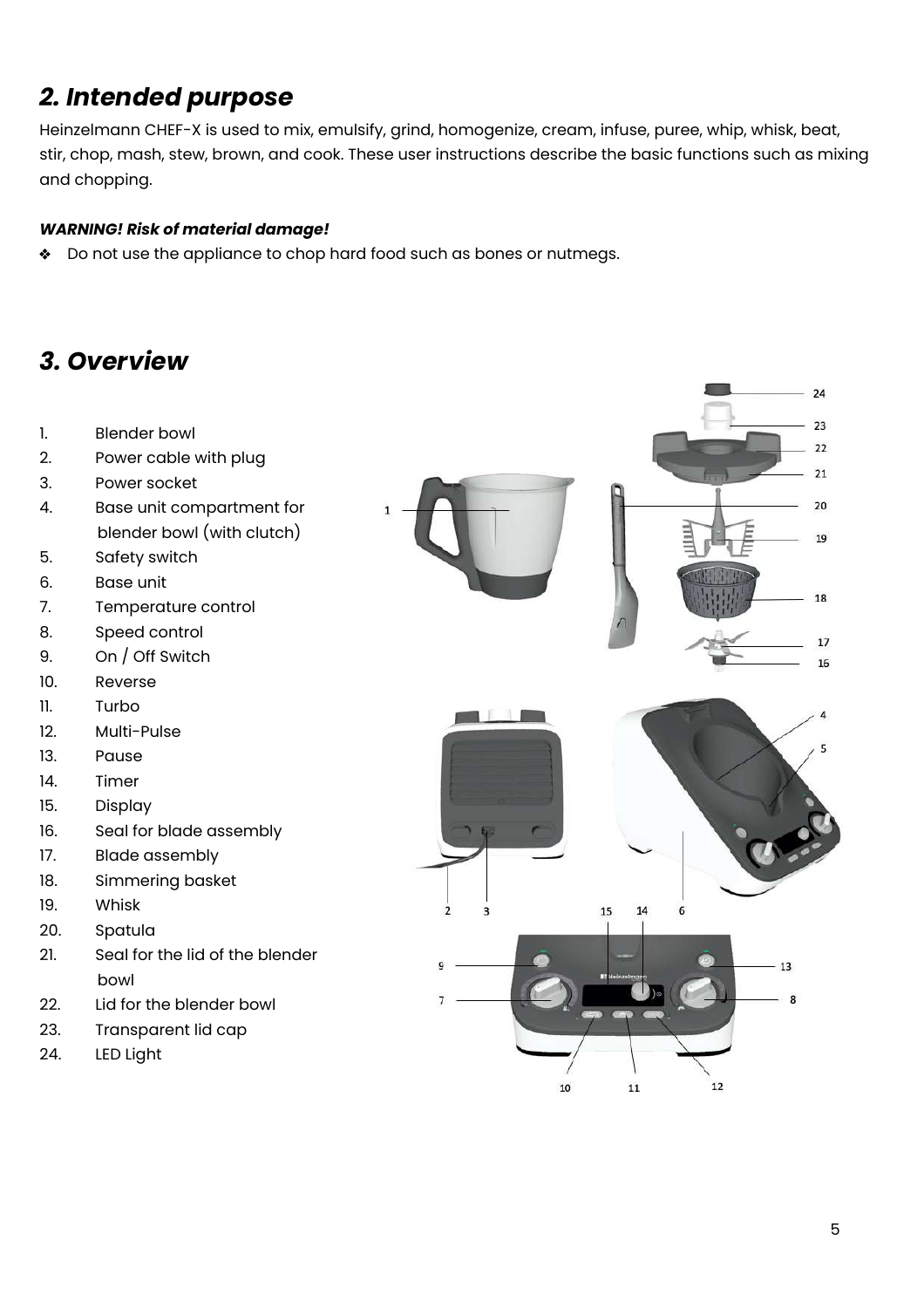## *2. Intended purpose*

Heinzelmann CHEF-X is used to mix, emulsify, grind, homogenize, cream, infuse, puree, whip, whisk, beat, stir, chop, mash, stew, brown, and cook. These user instructions describe the basic functions such as mixing and chopping.

***WARNING! Risk of material damage!***

- Do not use the appliance to chop hard food such as bones or nutmegs.

## *3. Overview*

1. Blender bowl
2. Power cable with plug
3. Power socket
4. Base unit compartment for blender bowl (with clutch)
5. Safety switch
6. Base unit
7. Temperature control
8. Speed control
9. On / Off Switch
10. Reverse
11. Turbo
12. Multi-Pulse
13. Pause
14. Timer
15. Display
16. Seal for blade assembly
17. Blade assembly
18. Simmering basket
19. Whisk
20. Spatula
21. Seal for the lid of the blender bowl
22. Lid for the blender bowl
23. Transparent lid cap
24. LED Light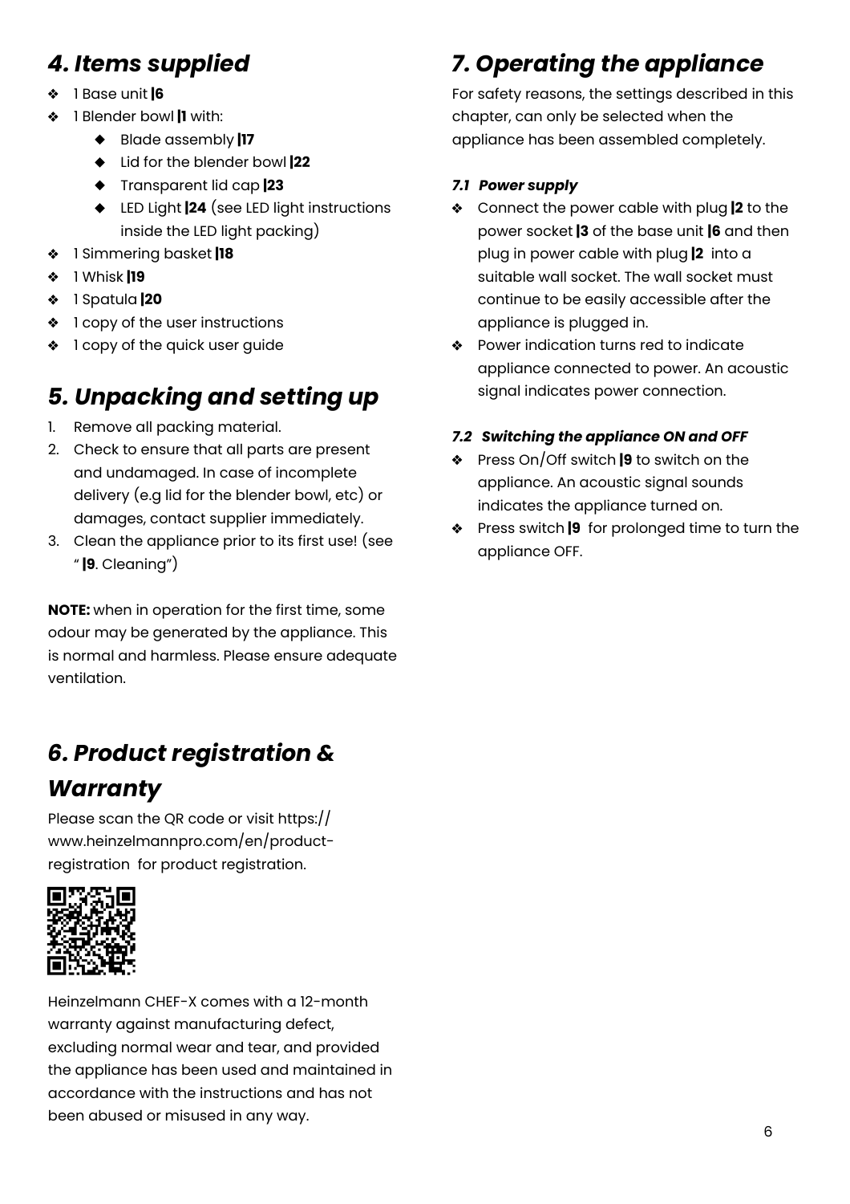## 4. *Items supplied*

- 1 Base unit **|6**
- 1 Blender bowl **|1** with:
  - Blade assembly **|17**
  - Lid for the blender bowl **|22**
  - Transparent lid cap **|23**
  - LED Light **|24** (see LED light instructions inside the LED light packing)
- 1 Simmering basket **|18**
- 1 Whisk **|19**
- 1 Spatula **|20**
- 1 copy of the user instructions
- 1 copy of the quick user guide

## 5. *Unpacking and setting up*

1. Remove all packing material.
2. Check to ensure that all parts are present and undamaged. In case of incomplete delivery (e.g lid for the blender bowl, etc) or damages, contact supplier immediately.
3. Clean the appliance prior to its first use! (see " **|9**. Cleaning")

**NOTE:** when in operation for the first time, some odour may be generated by the appliance. This is normal and harmless. Please ensure adequate ventilation.

## 6. *Product registration & Warranty*

Please scan the QR code or visit https://www.heinzelmannpro.com/en/product-registration for product registration.

Heinzelmann CHEF-X comes with a 12-month warranty against manufacturing defect, excluding normal wear and tear, and provided the appliance has been used and maintained in accordance with the instructions and has not been abused or misused in any way.

## 7. *Operating the appliance*

For safety reasons, the settings described in this chapter, can only be selected when the appliance has been assembled completely.

### *7.1 Power supply*

- Connect the power cable with plug **|2** to the power socket **|3** of the base unit **|6** and then plug in power cable with plug **|2** into a suitable wall socket. The wall socket must continue to be easily accessible after the appliance is plugged in.
- Power indication turns red to indicate appliance connected to power. An acoustic signal indicates power connection.

### *7.2 Switching the appliance ON and OFF*

- Press On/Off switch **|9** to switch on the appliance. An acoustic signal sounds indicates the appliance turned on.
- Press switch **|9** for prolonged time to turn the appliance OFF.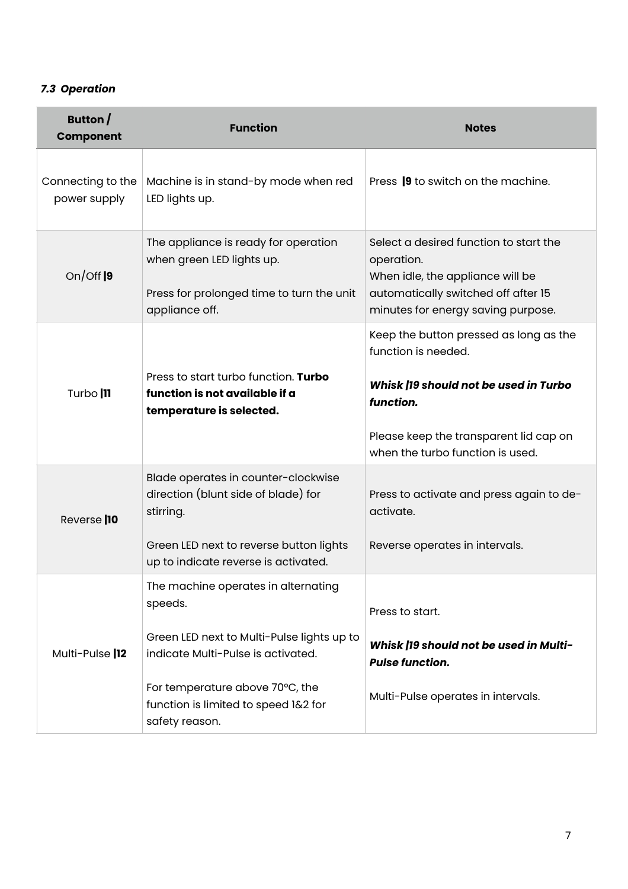### *7.3 Operation*

| Button / Component | Function | Notes |
| --- | --- | --- |
| Connecting to the power supply | Machine is in stand-by mode when red LED lights up. | Press **\|9** to switch on the machine. |
| On/Off **\|9** | The appliance is ready for operation when green LED lights up.<br><br>Press for prolonged time to turn the unit appliance off. | Select a desired function to start the operation.<br>When idle, the appliance will be automatically switched off after 15 minutes for energy saving purpose. |
| Turbo **\|11** | Press to start turbo function. **Turbo function is not available if a temperature is selected.** | Keep the button pressed as long as the function is needed.<br><br>***Whisk \|19 should not be used in Turbo function.***<br><br>Please keep the transparent lid cap on when the turbo function is used. |
| Reverse **\|10** | Blade operates in counter-clockwise direction (blunt side of blade) for stirring.<br><br>Green LED next to reverse button lights up to indicate reverse is activated. | Press to activate and press again to de-activate.<br><br>Reverse operates in intervals. |
| Multi-Pulse **\|12** | The machine operates in alternating speeds.<br><br>Green LED next to Multi-Pulse lights up to indicate Multi-Pulse is activated.<br><br>For temperature above 70°C, the function is limited to speed 1&2 for safety reason. | Press to start.<br><br>***Whisk \|19 should not be used in Multi-Pulse function.***<br><br>Multi-Pulse operates in intervals. |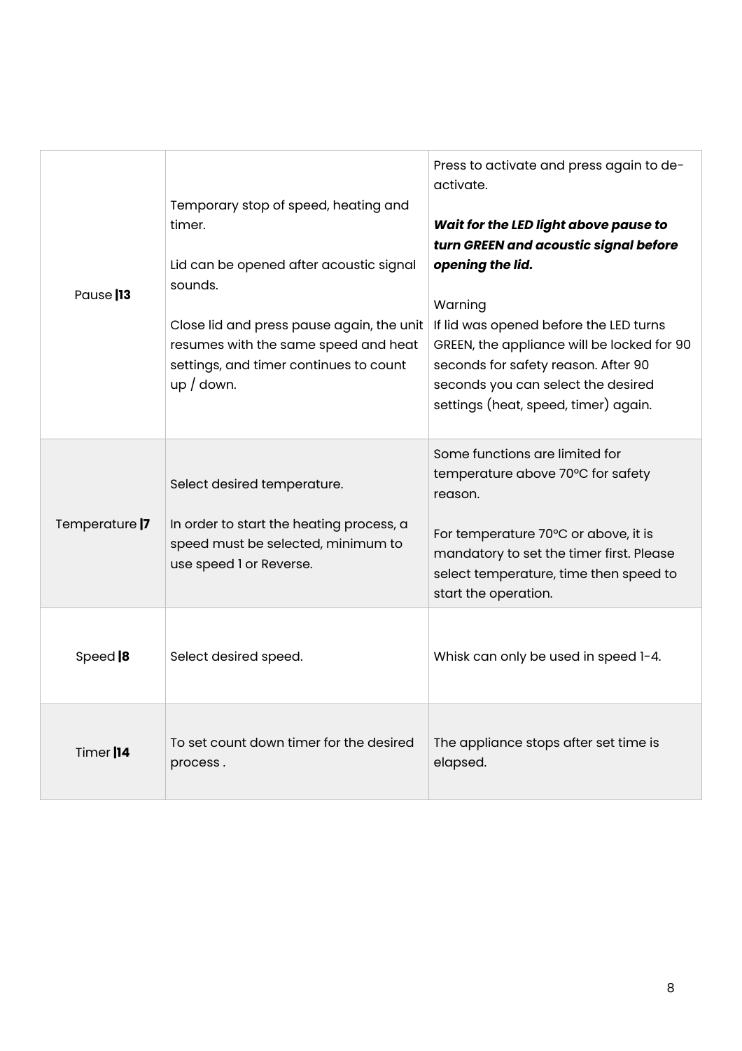| | | |
|---|---|---|
| Pause **\|13** | Temporary stop of speed, heating and timer.<br><br>Lid can be opened after acoustic signal sounds.<br><br>Close lid and press pause again, the unit resumes with the same speed and heat settings, and timer continues to count up / down. | Press to activate and press again to de-activate.<br><br>***Wait for the LED light above pause to turn GREEN and acoustic signal before opening the lid.***<br><br>Warning<br>If lid was opened before the LED turns GREEN, the appliance will be locked for 90 seconds for safety reason. After 90 seconds you can select the desired settings (heat, speed, timer) again. |
| Temperature **\|7** | Select desired temperature.<br><br>In order to start the heating process, a speed must be selected, minimum to use speed 1 or Reverse. | Some functions are limited for temperature above 70ºC for safety reason.<br><br>For temperature 70ºC or above, it is mandatory to set the timer first. Please select temperature, time then speed to start the operation. |
| Speed **\|8** | Select desired speed. | Whisk can only be used in speed 1-4. |
| Timer **\|14** | To set count down timer for the desired process . | The appliance stops after set time is elapsed. |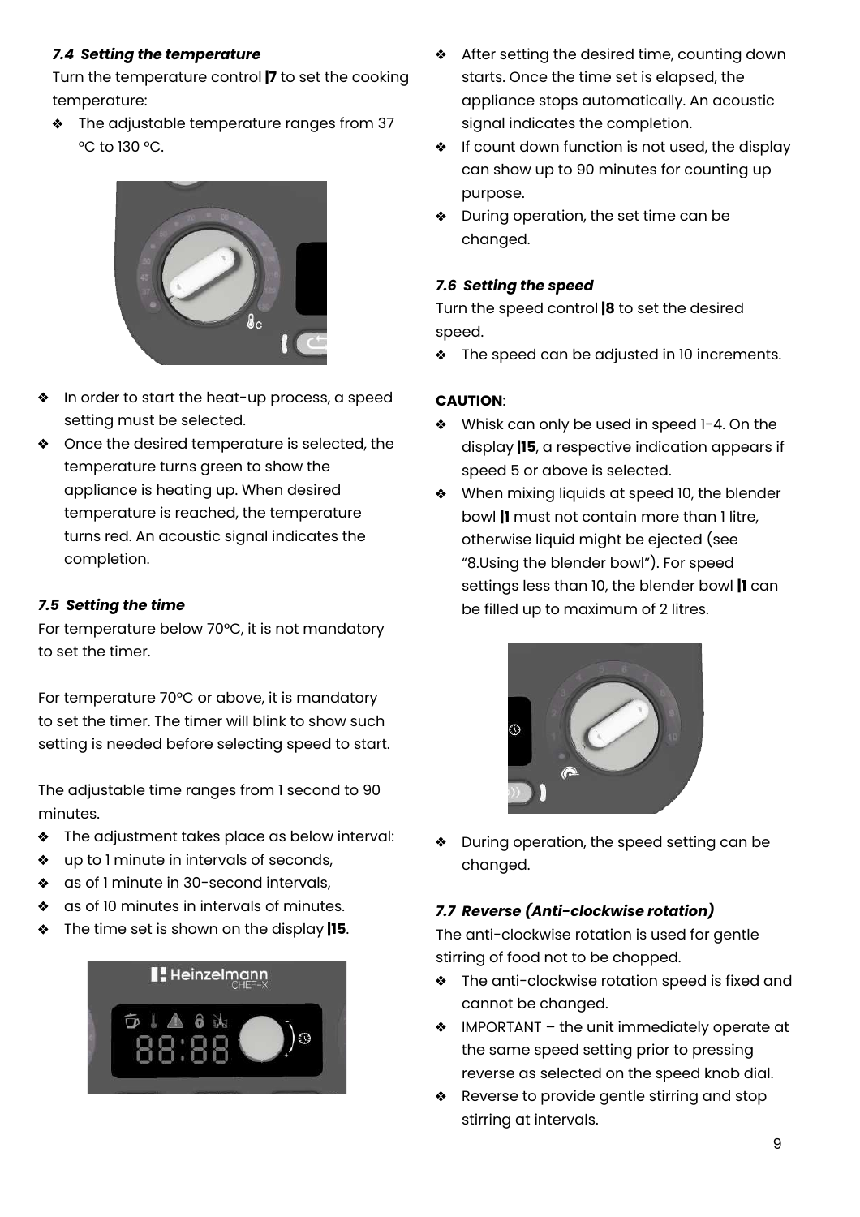### 7.4 Setting the temperature

Turn the temperature control |7 to set the cooking temperature:

- The adjustable temperature ranges from 37 °C to 130 °C.

- In order to start the heat-up process, a speed setting must be selected.
- Once the desired temperature is selected, the temperature turns green to show the appliance is heating up. When desired temperature is reached, the temperature turns red. An acoustic signal indicates the completion.

### 7.5 Setting the time

For temperature below 70ºC, it is not mandatory to set the timer.

For temperature 70ºC or above, it is mandatory to set the timer. The timer will blink to show such setting is needed before selecting speed to start.

The adjustable time ranges from 1 second to 90 minutes.

- The adjustment takes place as below interval:
- up to 1 minute in intervals of seconds,
- as of 1 minute in 30-second intervals,
- as of 10 minutes in intervals of minutes.
- The time set is shown on the display |15.

- After setting the desired time, counting down starts. Once the time set is elapsed, the appliance stops automatically. An acoustic signal indicates the completion.
- If count down function is not used, the display can show up to 90 minutes for counting up purpose.
- During operation, the set time can be changed.

### 7.6 Setting the speed

Turn the speed control |8 to set the desired speed.

- The speed can be adjusted in 10 increments.

**CAUTION**:

- Whisk can only be used in speed 1-4. On the display |15, a respective indication appears if speed 5 or above is selected.
- When mixing liquids at speed 10, the blender bowl |1 must not contain more than 1 litre, otherwise liquid might be ejected (see "8.Using the blender bowl"). For speed settings less than 10, the blender bowl |1 can be filled up to maximum of 2 litres.

- During operation, the speed setting can be changed.

### 7.7 Reverse (Anti-clockwise rotation)

The anti-clockwise rotation is used for gentle stirring of food not to be chopped.

- The anti-clockwise rotation speed is fixed and cannot be changed.
- IMPORTANT – the unit immediately operate at the same speed setting prior to pressing reverse as selected on the speed knob dial.
- Reverse to provide gentle stirring and stop stirring at intervals.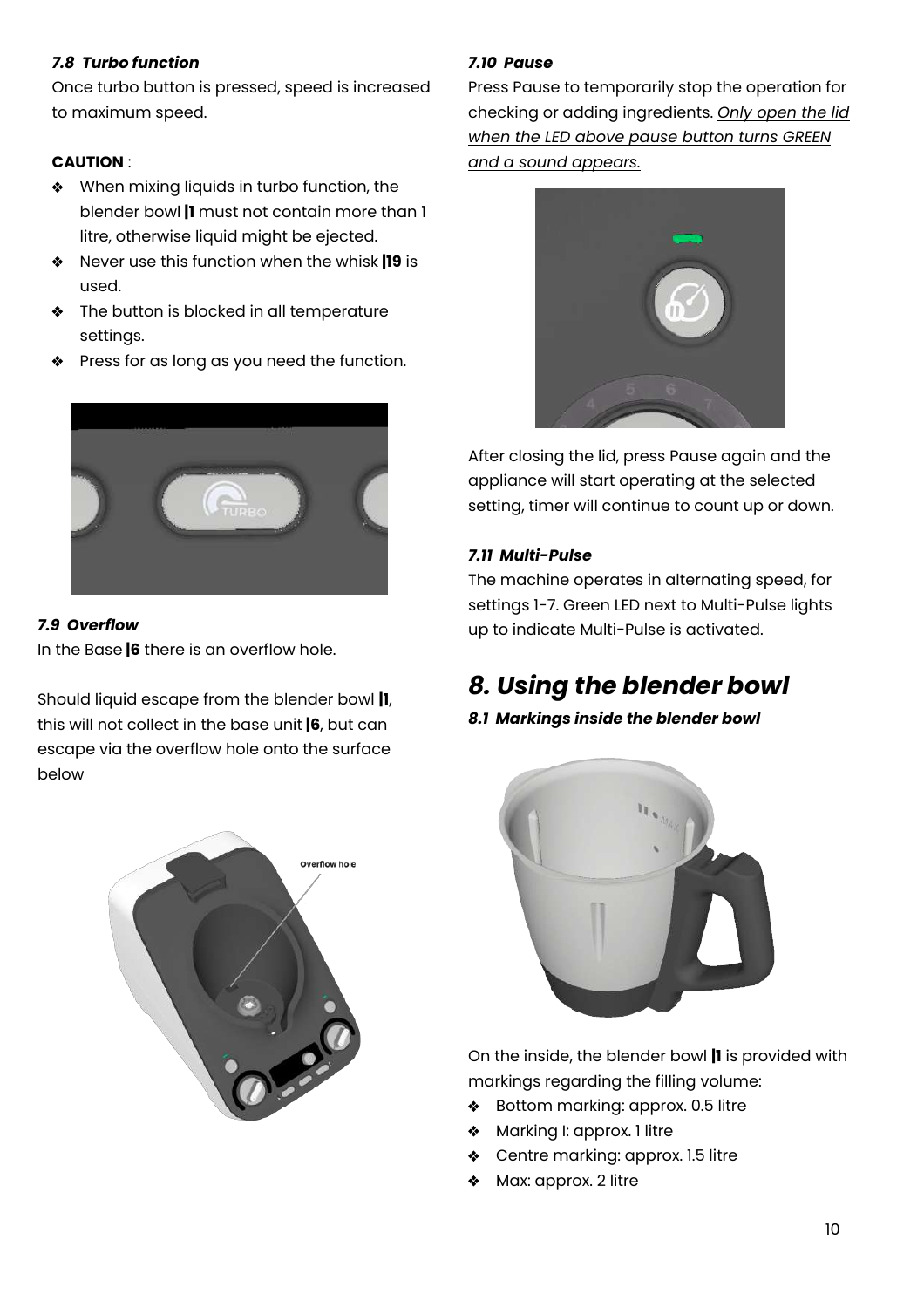### *7.8 Turbo function*

Once turbo button is pressed, speed is increased to maximum speed.

**CAUTION** :

- When mixing liquids in turbo function, the blender bowl **|1** must not contain more than 1 litre, otherwise liquid might be ejected.
- Never use this function when the whisk **|19** is used.
- The button is blocked in all temperature settings.
- Press for as long as you need the function.

### *7.9 Overflow*

In the Base **|6** there is an overflow hole.

Should liquid escape from the blender bowl **|1**, this will not collect in the base unit **|6**, but can escape via the overflow hole onto the surface below

### *7.10 Pause*

Press Pause to temporarily stop the operation for checking or adding ingredients. *Only open the lid when the LED above pause button turns GREEN and a sound appears.*

After closing the lid, press Pause again and the appliance will start operating at the selected setting, timer will continue to count up or down.

### *7.11 Multi-Pulse*

The machine operates in alternating speed, for settings 1-7. Green LED next to Multi-Pulse lights up to indicate Multi-Pulse is activated.

## *8. Using the blender bowl*

### *8.1 Markings inside the blender bowl*

On the inside, the blender bowl **|1** is provided with markings regarding the filling volume:

- Bottom marking: approx. 0.5 litre
- Marking I: approx. 1 litre
- Centre marking: approx. 1.5 litre
- Max: approx. 2 litre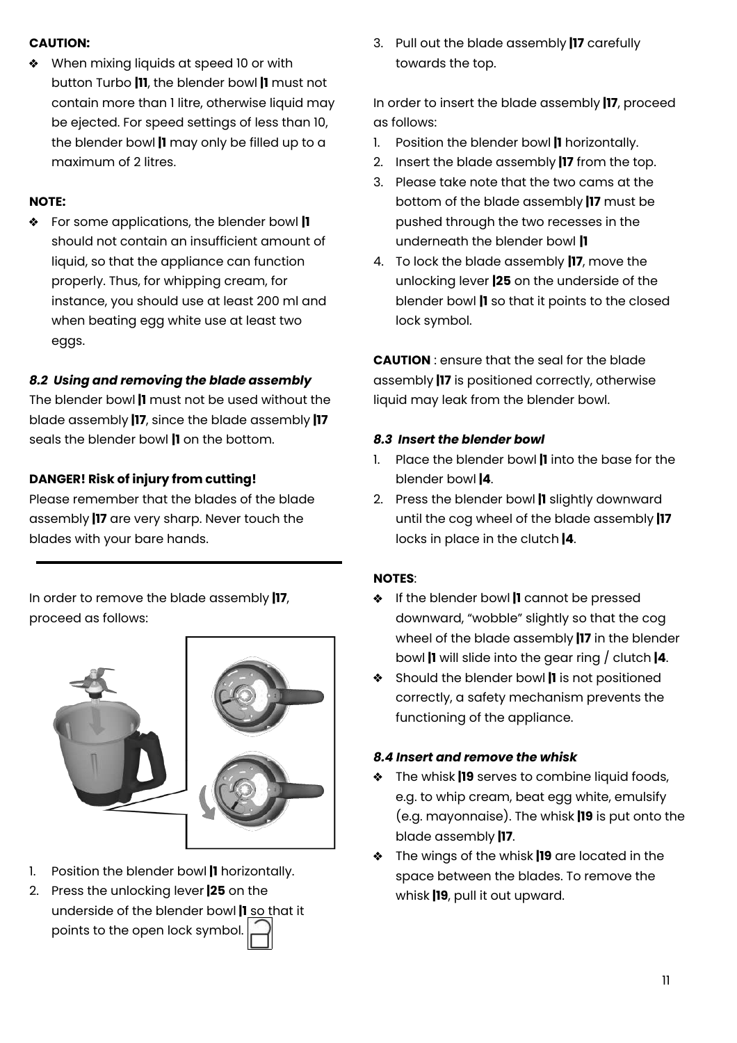**CAUTION:**

- When mixing liquids at speed 10 or with button Turbo |11, the blender bowl |1 must not contain more than 1 litre, otherwise liquid may be ejected. For speed settings of less than 10, the blender bowl |1 may only be filled up to a maximum of 2 litres.

**NOTE:**

- For some applications, the blender bowl |1 should not contain an insufficient amount of liquid, so that the appliance can function properly. Thus, for whipping cream, for instance, you should use at least 200 ml and when beating egg white use at least two eggs.

### *8.2 Using and removing the blade assembly*

The blender bowl |1 must not be used without the blade assembly |17, since the blade assembly |17 seals the blender bowl |1 on the bottom.

**DANGER! Risk of injury from cutting!**

Please remember that the blades of the blade assembly |17 are very sharp. Never touch the blades with your bare hands.

---

In order to remove the blade assembly |17, proceed as follows:

1. Position the blender bowl |1 horizontally.
2. Press the unlocking lever |25 on the underside of the blender bowl |1 so that it points to the open lock symbol.
3. Pull out the blade assembly |17 carefully towards the top.

In order to insert the blade assembly |17, proceed as follows:

1. Position the blender bowl |1 horizontally.
2. Insert the blade assembly |17 from the top.
3. Please take note that the two cams at the bottom of the blade assembly |17 must be pushed through the two recesses in the underneath the blender bowl |1
4. To lock the blade assembly |17, move the unlocking lever |25 on the underside of the blender bowl |1 so that it points to the closed lock symbol.

**CAUTION** : ensure that the seal for the blade assembly |17 is positioned correctly, otherwise liquid may leak from the blender bowl.

### *8.3 Insert the blender bowl*

1. Place the blender bowl |1 into the base for the blender bowl |4.
2. Press the blender bowl |1 slightly downward until the cog wheel of the blade assembly |17 locks in place in the clutch |4.

**NOTES**:

- If the blender bowl |1 cannot be pressed downward, "wobble" slightly so that the cog wheel of the blade assembly |17 in the blender bowl |1 will slide into the gear ring / clutch |4.
- Should the blender bowl |1 is not positioned correctly, a safety mechanism prevents the functioning of the appliance.

### *8.4 Insert and remove the whisk*

- The whisk |19 serves to combine liquid foods, e.g. to whip cream, beat egg white, emulsify (e.g. mayonnaise). The whisk |19 is put onto the blade assembly |17.
- The wings of the whisk |19 are located in the space between the blades. To remove the whisk |19, pull it out upward.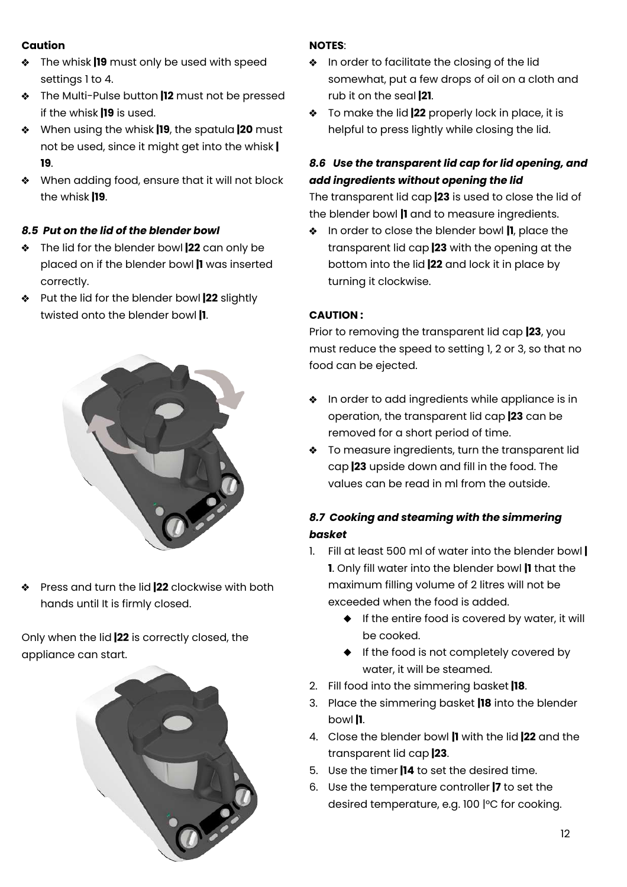**Caution**

- The whisk **|19** must only be used with speed settings 1 to 4.
- The Multi-Pulse button **|12** must not be pressed if the whisk **|19** is used.
- When using the whisk **|19**, the spatula **|20** must not be used, since it might get into the whisk **| 19**.
- When adding food, ensure that it will not block the whisk **|19**.

### *8.5 Put on the lid of the blender bowl*

- The lid for the blender bowl **|22** can only be placed on if the blender bowl **|1** was inserted correctly.
- Put the lid for the blender bowl **|22** slightly twisted onto the blender bowl **|1**.

- Press and turn the lid **|22** clockwise with both hands until It is firmly closed.

Only when the lid **|22** is correctly closed, the appliance can start.

**NOTES**:

- In order to facilitate the closing of the lid somewhat, put a few drops of oil on a cloth and rub it on the seal **|21**.
- To make the lid **|22** properly lock in place, it is helpful to press lightly while closing the lid.

### *8.6 Use the transparent lid cap for lid opening, and add ingredients without opening the lid*

The transparent lid cap **|23** is used to close the lid of the blender bowl **|1** and to measure ingredients.

- In order to close the blender bowl **|1**, place the transparent lid cap **|23** with the opening at the bottom into the lid **|22** and lock it in place by turning it clockwise.

**CAUTION :**

Prior to removing the transparent lid cap **|23**, you must reduce the speed to setting 1, 2 or 3, so that no food can be ejected.

- In order to add ingredients while appliance is in operation, the transparent lid cap **|23** can be removed for a short period of time.
- To measure ingredients, turn the transparent lid cap **|23** upside down and fill in the food. The values can be read in ml from the outside.

### *8.7 Cooking and steaming with the simmering basket*

1. Fill at least 500 ml of water into the blender bowl **| 1**. Only fill water into the blender bowl **|1** that the maximum filling volume of 2 litres will not be exceeded when the food is added.
    - If the entire food is covered by water, it will be cooked.
    - If the food is not completely covered by water, it will be steamed.
2. Fill food into the simmering basket **|18**.
3. Place the simmering basket **|18** into the blender bowl **|1**.
4. Close the blender bowl **|1** with the lid **|22** and the transparent lid cap **|23**.
5. Use the timer **|14** to set the desired time.
6. Use the temperature controller **|7** to set the desired temperature, e.g. 100 |°C for cooking.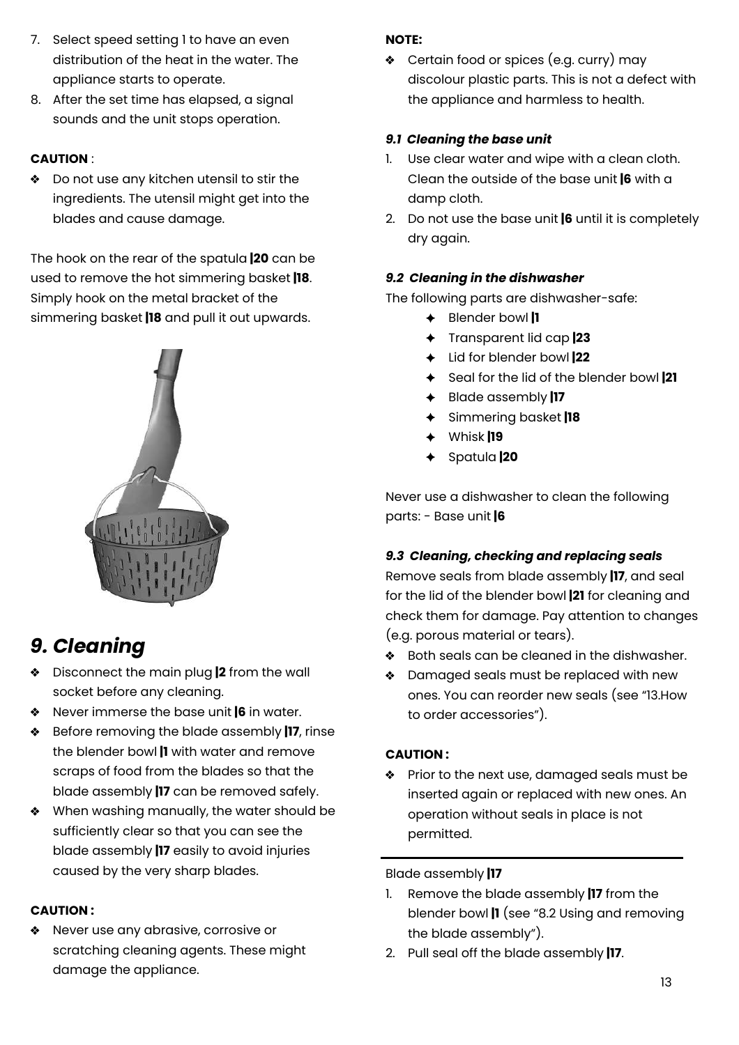7. Select speed setting 1 to have an even distribution of the heat in the water. The appliance starts to operate.
8. After the set time has elapsed, a signal sounds and the unit stops operation.

**CAUTION** :

- Do not use any kitchen utensil to stir the ingredients. The utensil might get into the blades and cause damage.

The hook on the rear of the spatula **|20** can be used to remove the hot simmering basket **|18**. Simply hook on the metal bracket of the simmering basket **|18** and pull it out upwards.

## *9. Cleaning*

- Disconnect the main plug **|2** from the wall socket before any cleaning.
- Never immerse the base unit **|6** in water.
- Before removing the blade assembly **|17**, rinse the blender bowl **|1** with water and remove scraps of food from the blades so that the blade assembly **|17** can be removed safely.
- When washing manually, the water should be sufficiently clear so that you can see the blade assembly **|17** easily to avoid injuries caused by the very sharp blades.

**CAUTION :**

- Never use any abrasive, corrosive or scratching cleaning agents. These might damage the appliance.

**NOTE:**

- Certain food or spices (e.g. curry) may discolour plastic parts. This is not a defect with the appliance and harmless to health.

### *9.1 Cleaning the base unit*

1. Use clear water and wipe with a clean cloth. Clean the outside of the base unit **|6** with a damp cloth.
2. Do not use the base unit **|6** until it is completely dry again.

### *9.2 Cleaning in the dishwasher*

The following parts are dishwasher-safe:

- Blender bowl **|1**
- Transparent lid cap **|23**
- Lid for blender bowl **|22**
- Seal for the lid of the blender bowl **|21**
- Blade assembly **|17**
- Simmering basket **|18**
- Whisk **|19**
- Spatula **|20**

Never use a dishwasher to clean the following parts: - Base unit **|6**

### *9.3 Cleaning, checking and replacing seals*

Remove seals from blade assembly **|17**, and seal for the lid of the blender bowl **|21** for cleaning and check them for damage. Pay attention to changes (e.g. porous material or tears).

- Both seals can be cleaned in the dishwasher.
- Damaged seals must be replaced with new ones. You can reorder new seals (see "13.How to order accessories").

**CAUTION :**

- Prior to the next use, damaged seals must be inserted again or replaced with new ones. An operation without seals in place is not permitted.

Blade assembly **|17**

1. Remove the blade assembly **|17** from the blender bowl **|1** (see "8.2 Using and removing the blade assembly").
2. Pull seal off the blade assembly **|17**.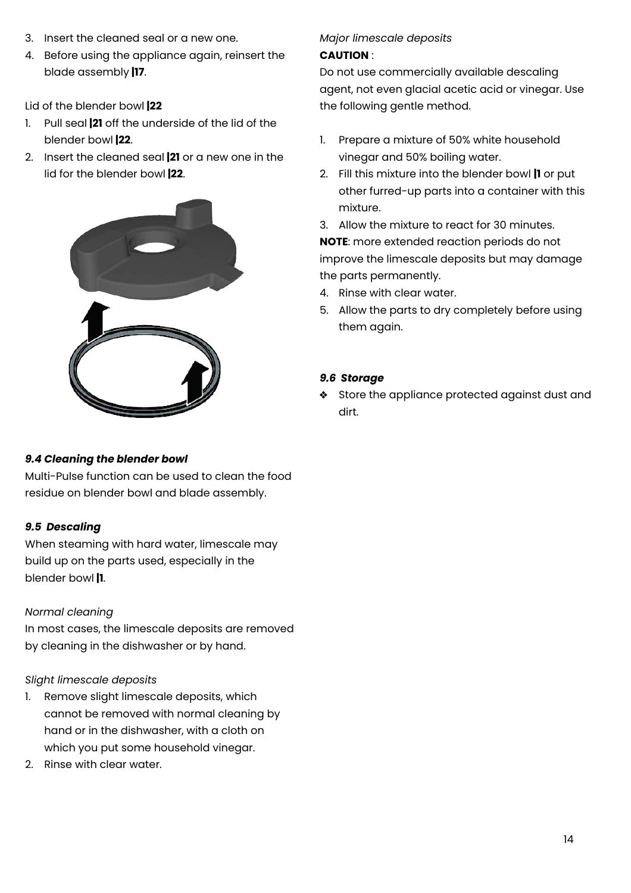3. Insert the cleaned seal or a new one.
4. Before using the appliance again, reinsert the blade assembly **|17**.

Lid of the blender bowl **|22**

1. Pull seal **|21** off the underside of the lid of the blender bowl **|22**.
2. Insert the cleaned seal **|21** or a new one in the lid for the blender bowl **|22**.

***9.4 Cleaning the blender bowl***

Multi-Pulse function can be used to clean the food residue on blender bowl and blade assembly.

***9.5 Descaling***

When steaming with hard water, limescale may build up on the parts used, especially in the blender bowl **|1**.

*Normal cleaning*

In most cases, the limescale deposits are removed by cleaning in the dishwasher or by hand.

*Slight limescale deposits*

1. Remove slight limescale deposits, which cannot be removed with normal cleaning by hand or in the dishwasher, with a cloth on which you put some household vinegar.
2. Rinse with clear water.

*Major limescale deposits*

**CAUTION** :

Do not use commercially available descaling agent, not even glacial acetic acid or vinegar. Use the following gentle method.

1. Prepare a mixture of 50% white household vinegar and 50% boiling water.
2. Fill this mixture into the blender bowl **|1** or put other furred-up parts into a container with this mixture.
3. Allow the mixture to react for 30 minutes.

**NOTE**: more extended reaction periods do not improve the limescale deposits but may damage the parts permanently.

4. Rinse with clear water.
5. Allow the parts to dry completely before using them again.

***9.6 Storage***

❖ Store the appliance protected against dust and dirt.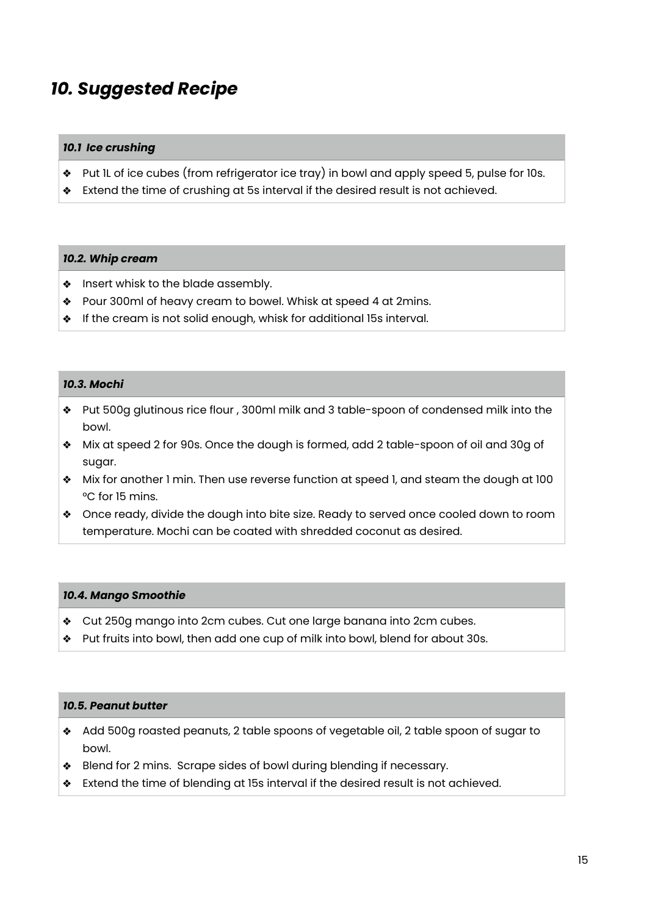## *10. Suggested Recipe*

### *10.1 Ice crushing*

- Put 1L of ice cubes (from refrigerator ice tray) in bowl and apply speed 5, pulse for 10s.
- Extend the time of crushing at 5s interval if the desired result is not achieved.

### *10.2. Whip cream*

- Insert whisk to the blade assembly.
- Pour 300ml of heavy cream to bowel. Whisk at speed 4 at 2mins.
- If the cream is not solid enough, whisk for additional 15s interval.

### *10.3. Mochi*

- Put 500g glutinous rice flour , 300ml milk and 3 table-spoon of condensed milk into the bowl.
- Mix at speed 2 for 90s. Once the dough is formed, add 2 table-spoon of oil and 30g of sugar.
- Mix for another 1 min. Then use reverse function at speed 1, and steam the dough at 100 ºC for 15 mins.
- Once ready, divide the dough into bite size. Ready to served once cooled down to room temperature. Mochi can be coated with shredded coconut as desired.

### *10.4. Mango Smoothie*

- Cut 250g mango into 2cm cubes. Cut one large banana into 2cm cubes.
- Put fruits into bowl, then add one cup of milk into bowl, blend for about 30s.

### *10.5. Peanut butter*

- Add 500g roasted peanuts, 2 table spoons of vegetable oil, 2 table spoon of sugar to bowl.
- Blend for 2 mins. Scrape sides of bowl during blending if necessary.
- Extend the time of blending at 15s interval if the desired result is not achieved.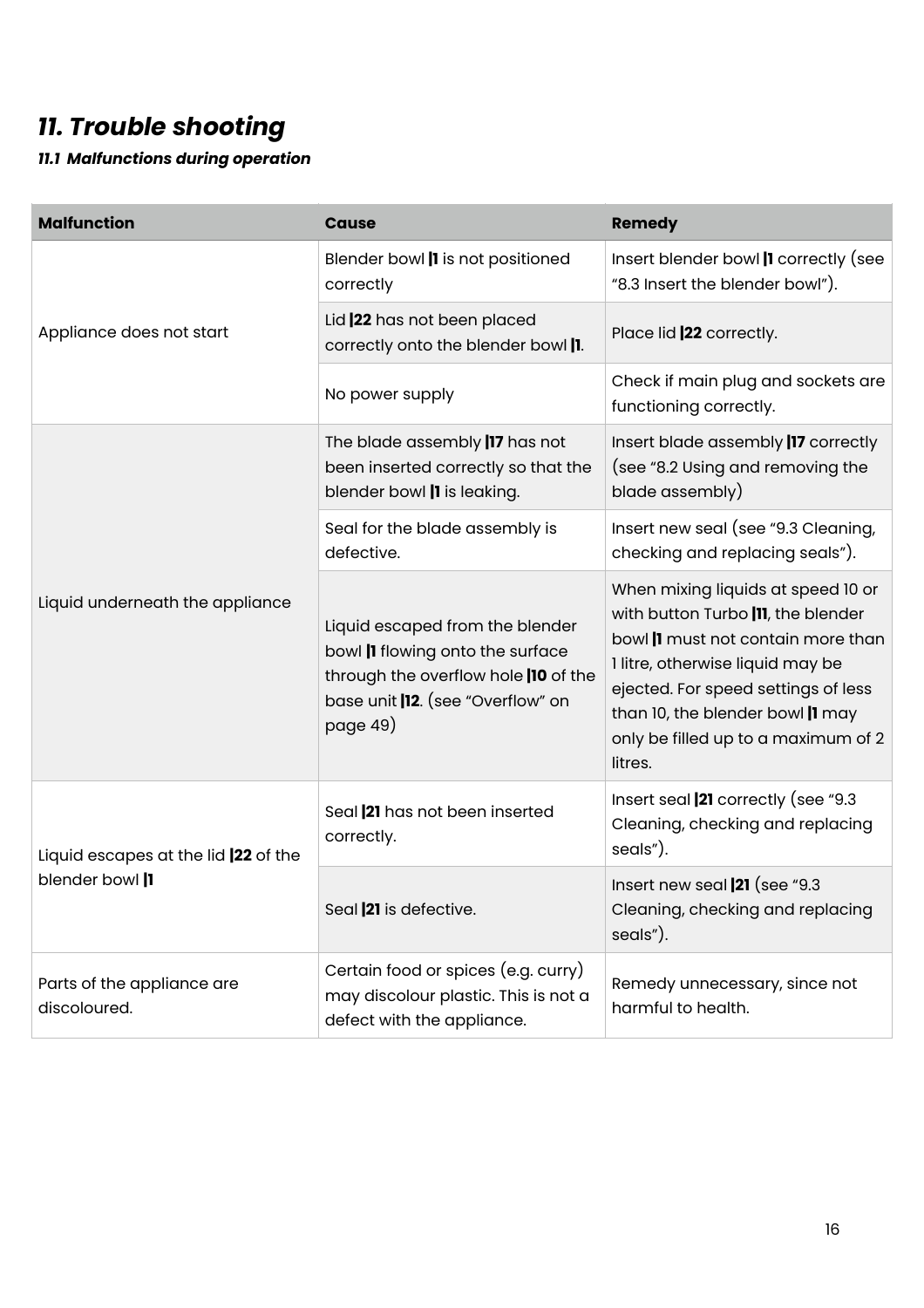# *11. Trouble shooting*

### *11.1 Malfunctions during operation*

| Malfunction | Cause | Remedy |
|---|---|---|
| Appliance does not start | Blender bowl **\|1** is not positioned correctly | Insert blender bowl **\|1** correctly (see "8.3 Insert the blender bowl"). |
| | Lid **\|22** has not been placed correctly onto the blender bowl **\|1**. | Place lid **\|22** correctly. |
| | No power supply | Check if main plug and sockets are functioning correctly. |
| Liquid underneath the appliance | The blade assembly **\|17** has not been inserted correctly so that the blender bowl **\|1** is leaking. | Insert blade assembly **\|17** correctly (see "8.2 Using and removing the blade assembly) |
| | Seal for the blade assembly is defective. | Insert new seal (see "9.3 Cleaning, checking and replacing seals"). |
| | Liquid escaped from the blender bowl **\|1** flowing onto the surface through the overflow hole **\|10** of the base unit **\|12**. (see "Overflow" on page 49) | When mixing liquids at speed 10 or with button Turbo **\|11**, the blender bowl **\|1** must not contain more than 1 litre, otherwise liquid may be ejected. For speed settings of less than 10, the blender bowl **\|1** may only be filled up to a maximum of 2 litres. |
| Liquid escapes at the lid **\|22** of the blender bowl **\|1** | Seal **\|21** has not been inserted correctly. | Insert seal **\|21** correctly (see "9.3 Cleaning, checking and replacing seals"). |
| | Seal **\|21** is defective. | Insert new seal **\|21** (see "9.3 Cleaning, checking and replacing seals"). |
| Parts of the appliance are discoloured. | Certain food or spices (e.g. curry) may discolour plastic. This is not a defect with the appliance. | Remedy unnecessary, since not harmful to health. |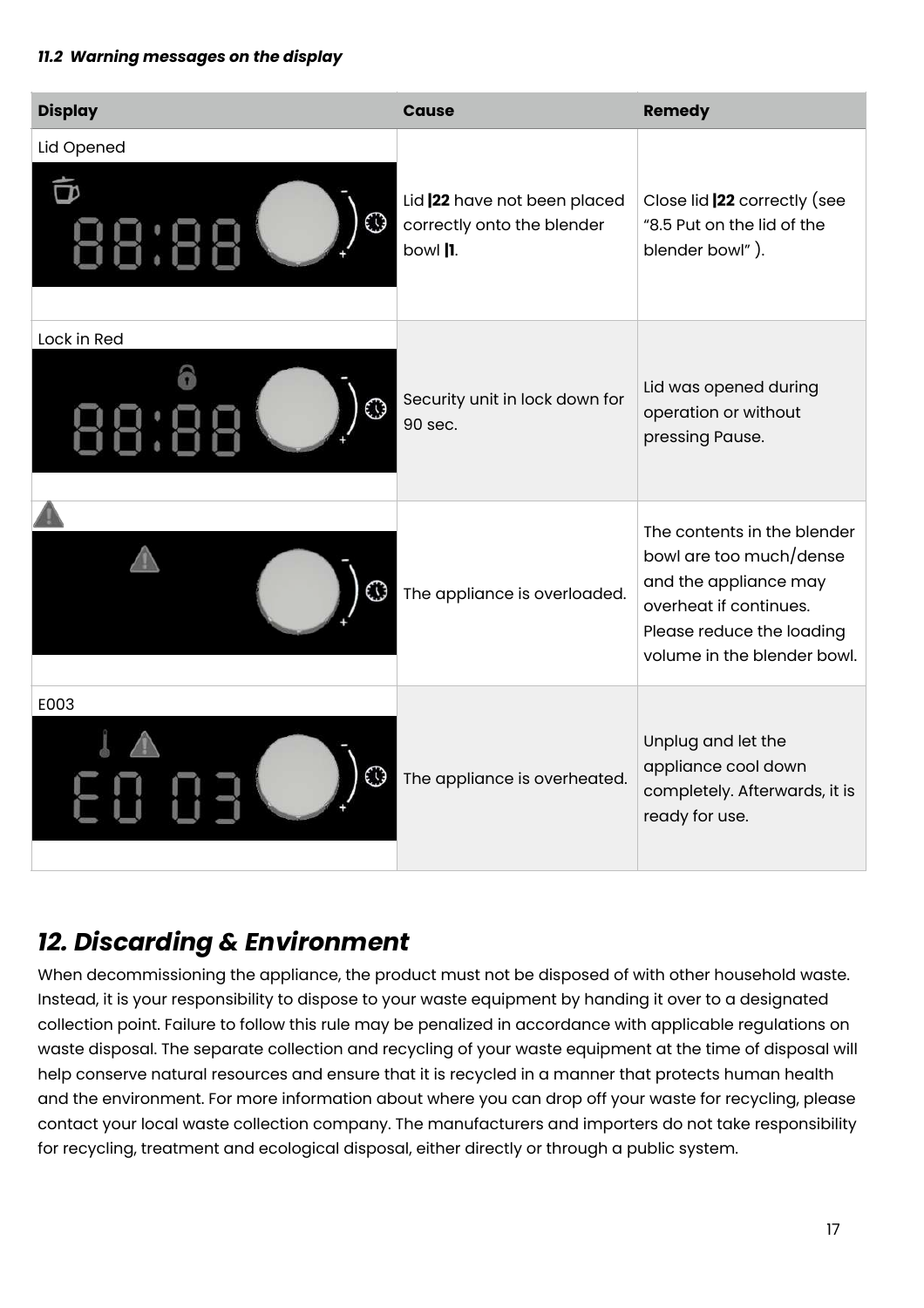***11.2 Warning messages on the display***

| Display | Cause | Remedy |
|---|---|---|
| Lid Opened<br>88:88 | Lid **|22** have not been placed correctly onto the blender bowl **|1**. | Close lid **|22** correctly (see “8.5 Put on the lid of the blender bowl” ). |
| Lock in Red<br>88:88 | Security unit in lock down for 90 sec. | Lid was opened during operation or without pressing Pause. |
| ⚠ | The appliance is overloaded. | The contents in the blender bowl are too much/dense and the appliance may overheat if continues. Please reduce the loading volume in the blender bowl. |
| E003<br>E0 03 | The appliance is overheated. | Unplug and let the appliance cool down completely. Afterwards, it is ready for use. |

## *12. Discarding & Environment*

When decommissioning the appliance, the product must not be disposed of with other household waste. Instead, it is your responsibility to dispose to your waste equipment by handing it over to a designated collection point. Failure to follow this rule may be penalized in accordance with applicable regulations on waste disposal. The separate collection and recycling of your waste equipment at the time of disposal will help conserve natural resources and ensure that it is recycled in a manner that protects human health and the environment. For more information about where you can drop off your waste for recycling, please contact your local waste collection company. The manufacturers and importers do not take responsibility for recycling, treatment and ecological disposal, either directly or through a public system.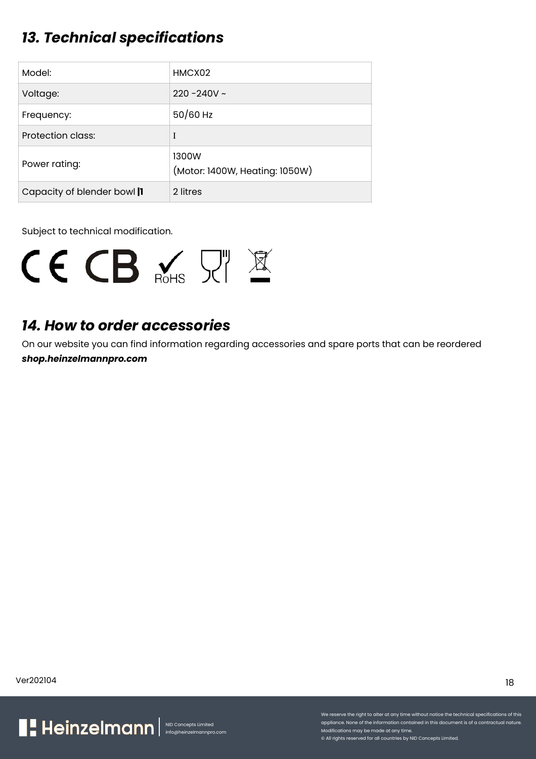## *13. Technical specifications*

| | |
|---|---|
| Model: | HMCX02 |
| Voltage: | 220 -240V ~ |
| Frequency: | 50/60 Hz |
| Protection class: | I |
| Power rating: | 1300W<br>(Motor: 1400W, Heating: 1050W) |
| Capacity of blender bowl **\|1** | 2 litres |

Subject to technical modification.

CE CB RoHS

## *14. How to order accessories*

On our website you can find information regarding accessories and spare ports that can be reordered ***shop.heinzelmannpro.com***

Ver202104

Heinzelmann NID Concepts Limited info@heinzelmannpro.com

We reserve the right to alter at any time without notice the technical specifications of this appliance. None of the information contained in this document is of a contractual nature. Modifications may be made at any time.
© All rights reserved for all countries by NID Concepts Limited.